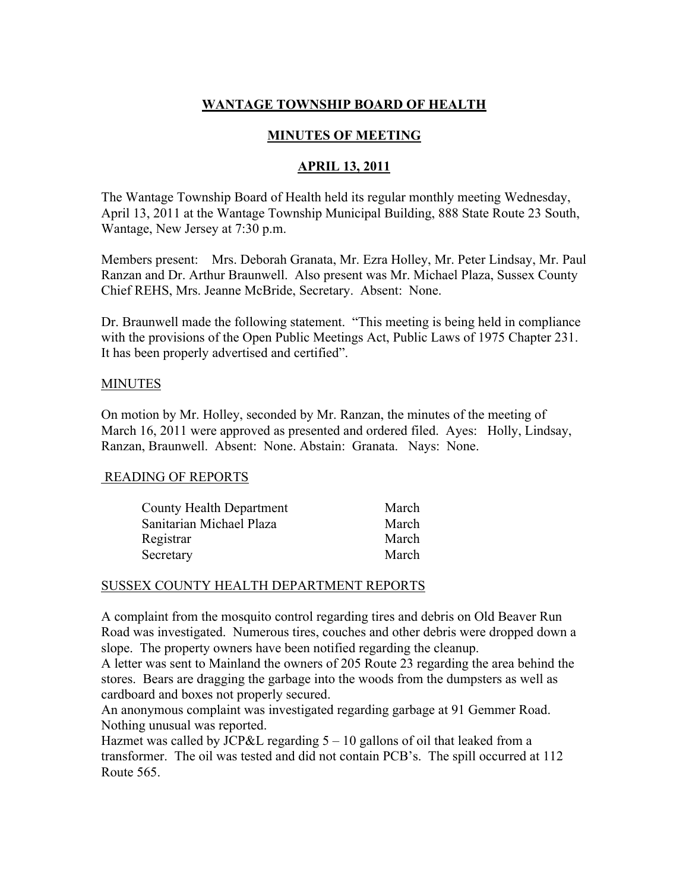# WANTAGE TOWNSHIP BOARD OF HEALTH

## MINUTES OF MEETING

## APRIL 13, 2011

The Wantage Township Board of Health held its regular monthly meeting Wednesday, April 13, 2011 at the Wantage Township Municipal Building, 888 State Route 23 South, Wantage, New Jersey at 7:30 p.m.

Members present: Mrs. Deborah Granata, Mr. Ezra Holley, Mr. Peter Lindsay, Mr. Paul Ranzan and Dr. Arthur Braunwell. Also present was Mr. Michael Plaza, Sussex County Chief REHS, Mrs. Jeanne McBride, Secretary. Absent: None.

Dr. Braunwell made the following statement. "This meeting is being held in compliance with the provisions of the Open Public Meetings Act, Public Laws of 1975 Chapter 231. It has been properly advertised and certified".

### MINUTES

On motion by Mr. Holley, seconded by Mr. Ranzan, the minutes of the meeting of March 16, 2011 were approved as presented and ordered filed. Ayes: Holly, Lindsay, Ranzan, Braunwell. Absent: None. Abstain: Granata. Nays: None.

### READING OF REPORTS

| | |
|---|---|
| County Health Department | March |
| Sanitarian Michael Plaza | March |
| Registrar | March |
| Secretary | March |

### SUSSEX COUNTY HEALTH DEPARTMENT REPORTS

A complaint from the mosquito control regarding tires and debris on Old Beaver Run Road was investigated. Numerous tires, couches and other debris were dropped down a slope. The property owners have been notified regarding the cleanup.
A letter was sent to Mainland the owners of 205 Route 23 regarding the area behind the stores. Bears are dragging the garbage into the woods from the dumpsters as well as cardboard and boxes not properly secured.
An anonymous complaint was investigated regarding garbage at 91 Gemmer Road. Nothing unusual was reported.
Hazmet was called by JCP&L regarding 5 – 10 gallons of oil that leaked from a transformer. The oil was tested and did not contain PCB's. The spill occurred at 112 Route 565.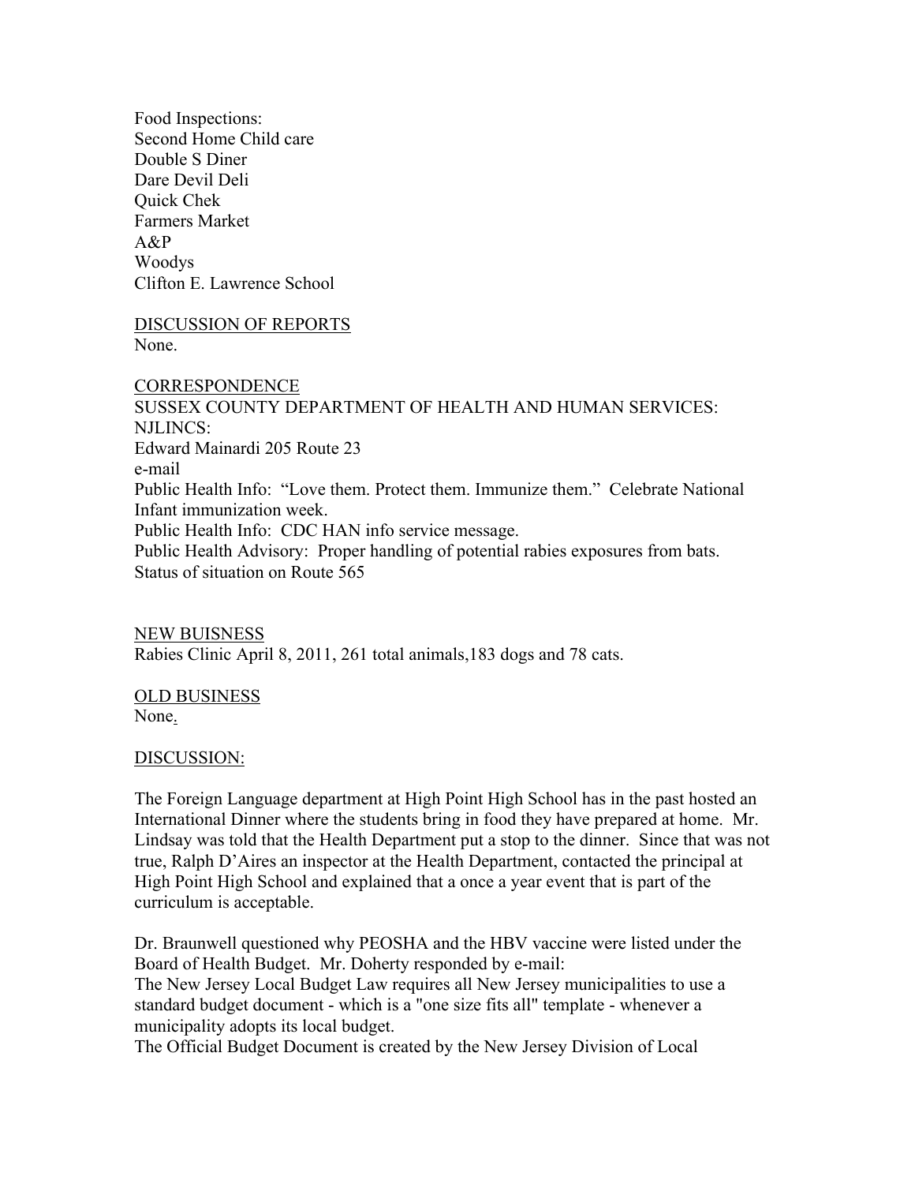Food Inspections:
Second Home Child care
Double S Diner
Dare Devil Deli
Quick Chek
Farmers Market
A&P
Woodys
Clifton E. Lawrence School

DISCUSSION OF REPORTS
None.

CORRESPONDENCE
SUSSEX COUNTY DEPARTMENT OF HEALTH AND HUMAN SERVICES:
NJLINCS:
Edward Mainardi 205 Route 23
e-mail
Public Health Info: "Love them. Protect them. Immunize them." Celebrate National Infant immunization week.
Public Health Info: CDC HAN info service message.
Public Health Advisory: Proper handling of potential rabies exposures from bats.
Status of situation on Route 565

NEW BUISNESS
Rabies Clinic April 8, 2011, 261 total animals,183 dogs and 78 cats.

OLD BUSINESS
None.

DISCUSSION:

The Foreign Language department at High Point High School has in the past hosted an International Dinner where the students bring in food they have prepared at home. Mr. Lindsay was told that the Health Department put a stop to the dinner. Since that was not true, Ralph D'Aires an inspector at the Health Department, contacted the principal at High Point High School and explained that a once a year event that is part of the curriculum is acceptable.

Dr. Braunwell questioned why PEOSHA and the HBV vaccine were listed under the Board of Health Budget. Mr. Doherty responded by e-mail:
The New Jersey Local Budget Law requires all New Jersey municipalities to use a standard budget document - which is a "one size fits all" template - whenever a municipality adopts its local budget.
The Official Budget Document is created by the New Jersey Division of Local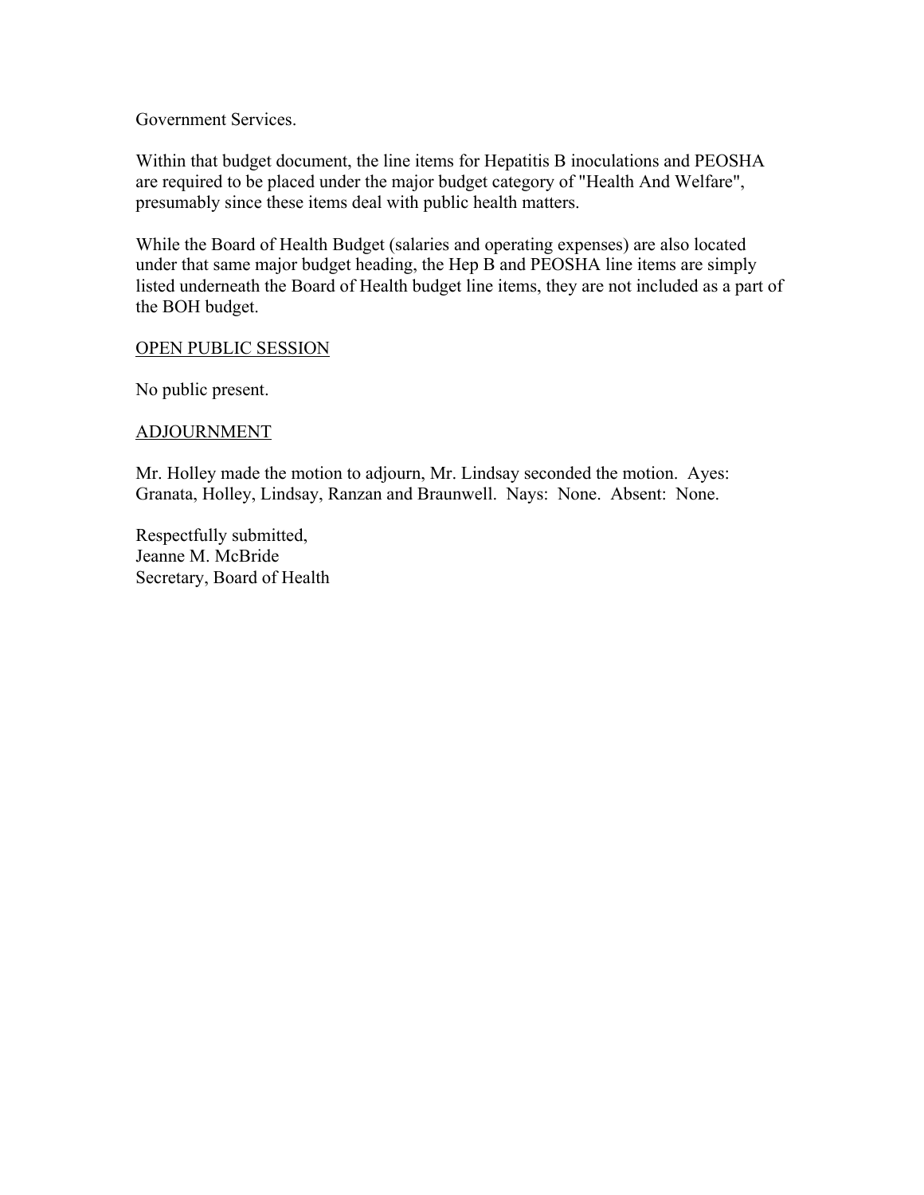Government Services.

Within that budget document, the line items for Hepatitis B inoculations and PEOSHA are required to be placed under the major budget category of "Health And Welfare", presumably since these items deal with public health matters.

While the Board of Health Budget (salaries and operating expenses) are also located under that same major budget heading, the Hep B and PEOSHA line items are simply listed underneath the Board of Health budget line items, they are not included as a part of the BOH budget.

## OPEN PUBLIC SESSION

No public present.

## ADJOURNMENT

Mr. Holley made the motion to adjourn, Mr. Lindsay seconded the motion. Ayes: Granata, Holley, Lindsay, Ranzan and Braunwell. Nays: None. Absent: None.

Respectfully submitted,
Jeanne M. McBride
Secretary, Board of Health